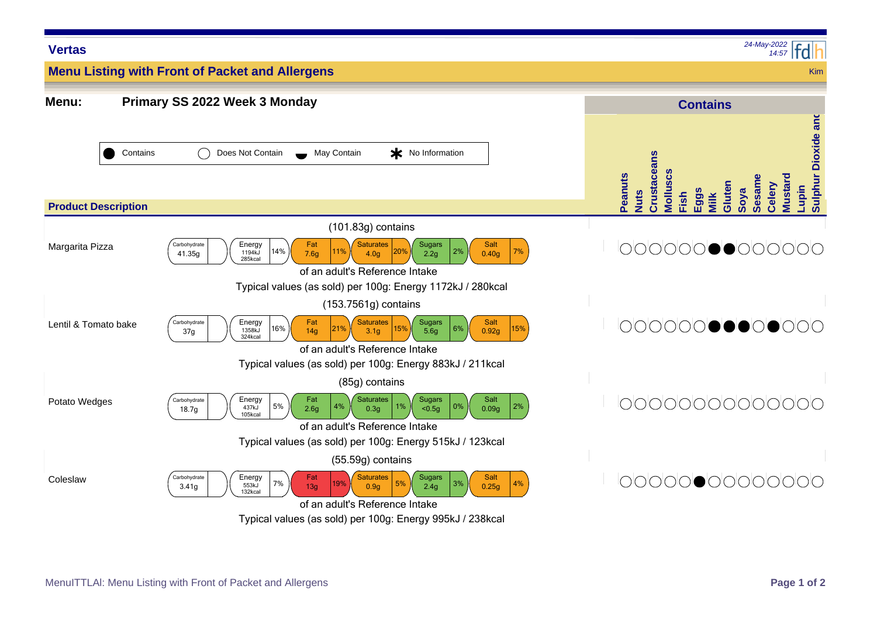**Vertas**

*24-May-2022 14:57*

## Menu Listing with Front of Packet and Allergens

Kim

**Menu:** **Primary SS 2022 Week 3 Monday**

Key: ● Contains | ○ Does Not Contain | ◡ May Contain | * No Information

### Product Description

| Product Description | Portion | Carbohydrate | Energy | Fat | Saturates | Sugars | Salt | Typical values (as sold) per 100g |
|---|---|---|---|---|---|---|---|---|
| Margarita Pizza | (101.83g) contains | 41.35g | 1194kJ / 285kcal (14%) | 7.6g (11%) | 4.0g (20%) | 2.2g (2%) | 0.40g (7%) | Energy 1172kJ / 280kcal |
| Lentil & Tomato bake | (153.7561g) contains | 37g | 1358kJ / 324kcal (16%) | 14g (21%) | 3.1g (15%) | 5.6g (6%) | 0.92g (15%) | Energy 883kJ / 211kcal |
| Potato Wedges | (85g) contains | 18.7g | 437kJ / 105kcal (5%) | 2.6g (4%) | 0.3g (1%) | <0.5g (0%) | 0.09g (2%) | Energy 515kJ / 123kcal |
| Coleslaw | (55.59g) contains | 3.41g | 553kJ / 132kcal (7%) | 13g (19%) | 0.9g (5%) | 2.4g (3%) | 0.25g (4%) | Energy 995kJ / 238kcal |

Percentages are of an adult's Reference Intake.

### Contains

| Product Description | Peanuts | Nuts | Crustaceans | Molluscs | Fish | Eggs | Milk | Gluten | Soya | Sesame | Celery | Mustard | Lupin | Sulphur Dioxide and |
|---|---|---|---|---|---|---|---|---|---|---|---|---|---|---|
| Margarita Pizza | ○ | ○ | ○ | ○ | ○ | ○ | ● | ● | ○ | ○ | ○ | ○ | ○ | ○ |
| Lentil & Tomato bake | ○ | ○ | ○ | ○ | ○ | ○ | ● | ● | ● | ○ | ● | ○ | ○ | ○ |
| Potato Wedges | ○ | ○ | ○ | ○ | ○ | ○ | ○ | ○ | ○ | ○ | ○ | ○ | ○ | ○ |
| Coleslaw | ○ | ○ | ○ | ○ | ○ | ● | ○ | ○ | ○ | ○ | ○ | ○ | ○ | ○ |

MenuITTLAI: Menu Listing with Front of Packet and Allergens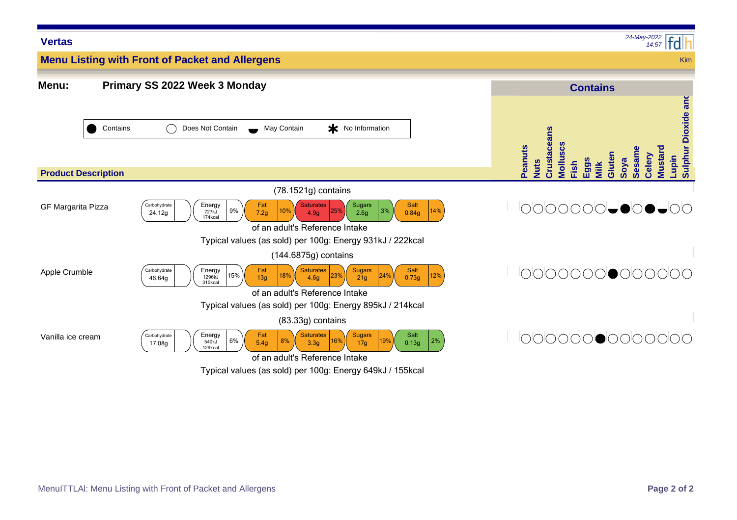**Vertas**

*24-May-2022 14:57*

## Menu Listing with Front of Packet and Allergens

Kim

**Menu:** **Primary SS 2022 Week 3 Monday**

Legend: ● Contains | ○ Does Not Contain | ◒ May Contain | * No Information

### Product Description

**GF Margarita Pizza**

(78.1521g) contains

| Carbohydrate | Energy | Fat | Saturates | Sugars | Salt |
|---|---|---|---|---|---|
| 24.12g | 727kJ 174kcal (9%) | 7.2g (10%) | 4.9g (25%) | 2.6g (3%) | 0.84g (14%) |

of an adult's Reference Intake

Typical values (as sold) per 100g: Energy 931kJ / 222kcal

**Apple Crumble**

(144.6875g) contains

| Carbohydrate | Energy | Fat | Saturates | Sugars | Salt |
|---|---|---|---|---|---|
| 46.64g | 1296kJ 310kcal (15%) | 13g (18%) | 4.6g (23%) | 21g (24%) | 0.73g (12%) |

of an adult's Reference Intake

Typical values (as sold) per 100g: Energy 895kJ / 214kcal

**Vanilla ice cream**

(83.33g) contains

| Carbohydrate | Energy | Fat | Saturates | Sugars | Salt |
|---|---|---|---|---|---|
| 17.08g | 540kJ 129kcal (6%) | 5.4g (8%) | 3.3g (16%) | 17g (19%) | 0.13g (2%) |

of an adult's Reference Intake

Typical values (as sold) per 100g: Energy 649kJ / 155kcal

### Contains

| Product | Peanuts | Nuts | Crustaceans | Molluscs | Fish | Eggs | Milk | Gluten | Soya | Sesame | Celery | Mustard | Lupin | Sulphur Dioxide and |
|---|---|---|---|---|---|---|---|---|---|---|---|---|---|---|
| GF Margarita Pizza | ○ | ○ | ○ | ○ | ○ | ○ | ○ | ◒ | ● | ○ | ● | ◒ | ○ | ○ |
| Apple Crumble | ○ | ○ | ○ | ○ | ○ | ○ | ○ | ● | ○ | ○ | ○ | ○ | ○ | ○ |
| Vanilla ice cream | ○ | ○ | ○ | ○ | ○ | ○ | ● | ○ | ○ | ○ | ○ | ○ | ○ | ○ |

MenuITTLAl: Menu Listing with Front of Packet and Allergens